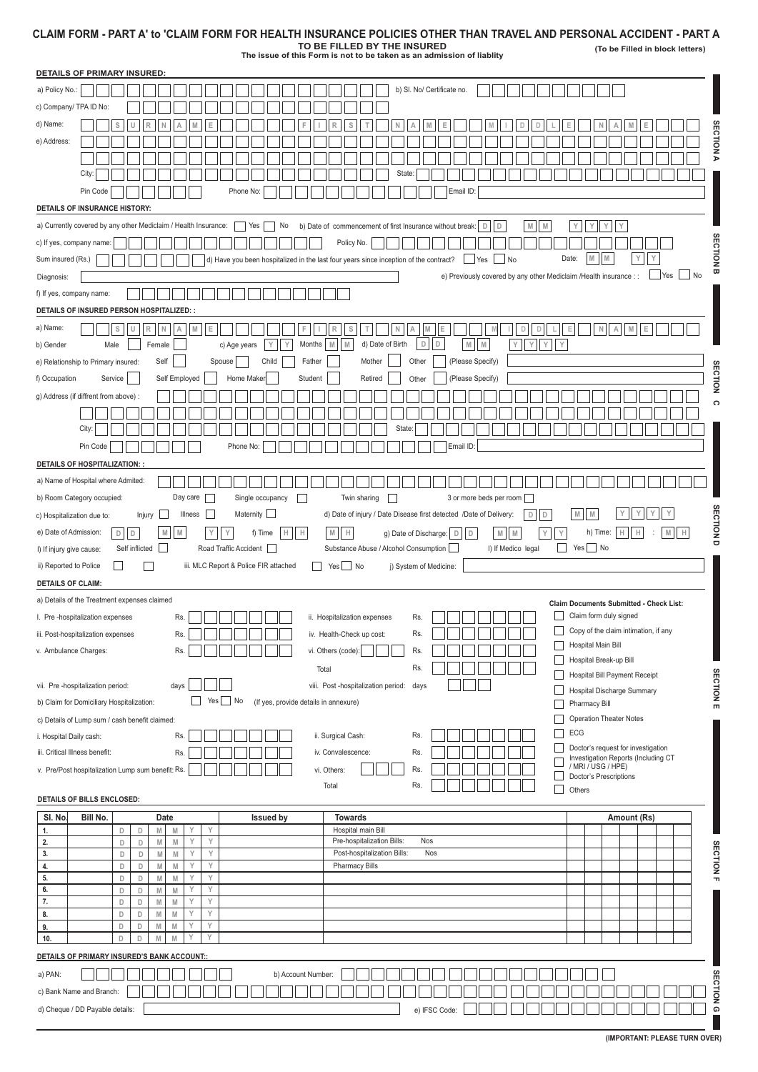# CLAIM FORM - PART A' to 'CLAIM FORM FOR HEALTH INSURANCE POLICIES OTHER THAN TRAVEL AND PERSONAL ACCIDENT - PART A

**TO BE FILLED BY THE INSURED**

**The issue of this Form is not to be taken as an admission of liablity**

**(To be Filled in block letters)**

## SECTION A

**DETAILS OF PRIMARY INSURED:**

a) Policy No.: ______ b) Sl. No/ Certificate no. ______

c) Company/ TPA ID No: ______

d) Name: SURNAME ______ FIRST NAME ______ MIDDLE NAME ______

e) Address: ______

City: ______ State: ______

Pin Code ______ Phone No: ______ Email ID: ______

## SECTION B

**DETAILS OF INSURANCE HISTORY:**

a) Currently covered by any other Mediclaim / Health Insurance: ☐ Yes ☐ No b) Date of commencement of first Insurance without break: DD MM YYYY

c) If yes, company name: ______ Policy No. ______

Sum insured (Rs.) ______ d) Have you been hospitalized in the last four years since inception of the contract? ☐ Yes ☐ No Date: MM YY

Diagnosis: ______ e) Previously covered by any other Mediclaim /Health insurance : : ☐ Yes ☐ No

f) If yes, company name: ______

## SECTION C

**DETAILS OF INSURED PERSON HOSPITALIZED: :**

a) Name: SURNAME ______ FIRST NAME ______ MIDDLE NAME ______

b) Gender Male ☐ Female ☐ c) Age years YY Months MM d) Date of Birth DD MM YYYY

e) Relationship to Primary insured: Self ☐ Spouse ☐ Child ☐ Father ☐ Mother ☐ Other ☐ (Please Specify) ______

f) Occupation Service ☐ Self Employed ☐ Home Maker ☐ Student ☐ Retired ☐ Other ☐ (Please Specify) ______

g) Address (if diffrent from above) : ______

City: ______ State: ______

Pin Code ______ Phone No: ______ Email ID: ______

## SECTION D

**DETAILS OF HOSPITALIZATION: :**

a) Name of Hospital where Admited: ______

b) Room Category occupied: Day care ☐ Single occupancy ☐ Twin sharing ☐ 3 or more beds per room ☐

c) Hospitalization due to: Injury ☐ Illness ☐ Maternity ☐ d) Date of injury / Date Disease first detected /Date of Delivery: DD MM YYYY

e) Date of Admission: DD MM YY f) Time HH MH g) Date of Discharge: DD MM YY h) Time: HH : MH

I) If injury give cause: Self inflicted ☐ Road Traffic Accident ☐ Substance Abuse / Alcohol Consumption ☐ I) If Medico legal ☐ Yes ☐ No

ii) Reported to Police ☐ ☐ iii. MLC Report & Police FIR attached ☐ Yes ☐ No j) System of Medicine: ______

## SECTION E

**DETAILS OF CLAIM:**

a) Details of the Treatment expenses claimed

I. Pre -hospitalization expenses Rs. ______ ii. Hospitalization expenses Rs. ______

iii. Post-hospitalization expenses Rs. ______ iv. Health-Check up cost: Rs. ______

v. Ambulance Charges: Rs. ______ vi. Others (code): ______ Rs. ______

Total Rs. ______

vii. Pre -hospitalization period: days ______ viii. Post -hospitalization period: days ______

b) Claim for Domiciliary Hospitalization: ☐ Yes ☐ No (If yes, provide details in annexure)

c) Details of Lump sum / cash benefit claimed:

i. Hospital Daily cash: Rs. ______ ii. Surgical Cash: Rs. ______

iii. Critical Illness benefit: Rs. ______ iv. Convalescence: Rs. ______

v. Pre/Post hospitalization Lump sum benefit: Rs. ______ vi. Others: ______ Rs. ______

Total Rs. ______

**Claim Documents Submitted - Check List:**

- ☐ Claim form duly signed
- ☐ Copy of the claim intimation, if any
- ☐ Hospital Main Bill
- ☐ Hospital Break-up Bill
- ☐ Hospital Bill Payment Receipt
- ☐ Hospital Discharge Summary
- ☐ Pharmacy Bill
- ☐ Operation Theater Notes
- ☐ ECG
- ☐ Doctor's request for investigation
- ☐ Investigation Reports (Including CT / MRI / USG / HPE)
- ☐ Doctor's Prescriptions
- ☐ Others

## SECTION F

**DETAILS OF BILLS ENCLOSED:**

| Sl. No. | Bill No. | Date | Issued by | Towards | Amount (Rs) |
|---|---|---|---|---|---|
| 1. | | DD MM YY | | Hospital main Bill | |
| 2. | | DD MM YY | | Pre-hospitalization Bills: Nos | |
| 3. | | DD MM YY | | Post-hospitalization Bills: Nos | |
| 4. | | DD MM YY | | Pharmacy Bills | |
| 5. | | DD MM YY | | | |
| 6. | | DD MM YY | | | |
| 7. | | DD MM YY | | | |
| 8. | | DD MM YY | | | |
| 9. | | DD MM YY | | | |
| 10. | | DD MM YY | | | |

## SECTION G

**DETAILS OF PRIMARY INSURED'S BANK ACCOUNT::**

a) PAN: ______ b) Account Number: ______

c) Bank Name and Branch: ______

d) Cheque / DD Payable details: ______ e) IFSC Code: ______

**(IMPORTANT: PLEASE TURN OVER)**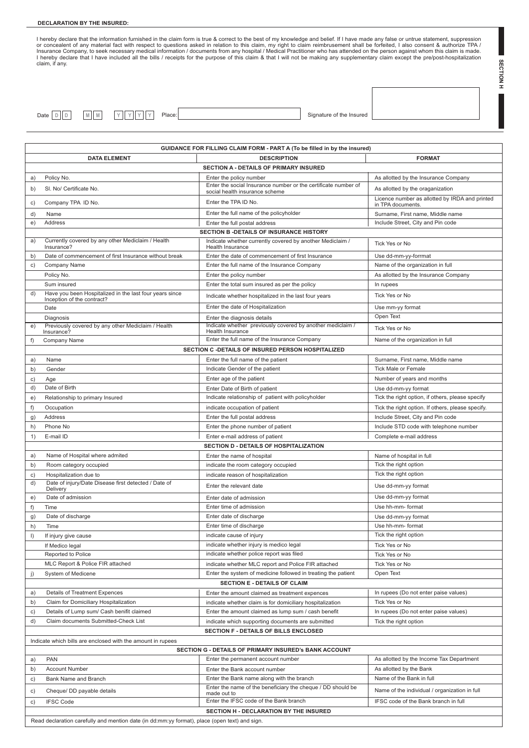**DECLARATION BY THE INSURED:**

I hereby declare that the information furnished in the claim form is true & correct to the best of my knowledge and belief. If I have made any false or untrue statement, suppression or concealent of any material fact with respect to questions asked in relation to this claim, my right to claim reimbrusement shall be forfeited, I also consent & authorize TPA / Insurance Company, to seek necessary medical information / documents from any hospital / Medical Practitioner who has attended on the person against whom this claim is made. I hereby declare that I have included all the bills / receipts for the purpose of this claim & that I will not be making any supplementary claim except the pre/post-hospitalization claim, if any.

Date D D M M Y Y Y Y Place: Signature of the Insured

SECTION H

| GUIDANCE FOR FILLING CLAIM FORM - PART A (To be filled in by the insured) | | |
|---|---|---|
| **DATA ELEMENT** | **DESCRIPTION** | **FORMAT** |
| **SECTION A - DETAILS OF PRIMARY INSURED** | | |
| a) Policy No. | Enter the policy number | As allotted by the Insurance Company |
| b) Sl. No/ Certificate No. | Enter the social Insurance number or the certificate number of social health insurance scheme | As allotted by the oraganization |
| c) Company TPA ID No. | Enter the TPA ID No. | Licence number as allotted by IRDA and printed in TPA documents. |
| d) Name | Enter the full name of the policyholder | Surname, First name, Middle name |
| e) Address | Enter the full postal address | Include Street, City and Pin code |
| **SECTION B -DETAILS OF INSURANCE HISTORY** | | |
| a) Currently covered by any other Mediclaim / Health Insurance? | Indicate whether currently covered by another Mediclaim / Health Insurance | Tick Yes or No |
| b) Date of commencement of first Insurance without break | Enter the date of commencement of first Insurance | Use dd-mm-yy-forrmat |
| c) Company Name | Enter the full name of the Insurance Company | Name of the organization in full |
| Policy No. | Enter the policy number | As allotted by the Insurance Company |
| Sum insured | Enter the total sum insured as per the policy | In rupees |
| d) Have you been Hospitalized in the last four years since Inception of the contract? | Indicate whether hospitalized in the last four years | Tick Yes or No |
| Date | Enter the date of Hospitalization | Use mm-yy format |
| Diagnosis | Enter the diagnosis details | Open Text |
| e) Previously covered by any other Mediclaim / Health Insurance? | Indicate whether previously covered by another mediclaim / Health Insurance | Tick Yes or No |
| f) Company Name | Enter the full name of the Insurance Company | Name of the organization in full |
| **SECTION C -DETAILS OF INSURED PERSON HOSPITALIZED** | | |
| a) Name | Enter the full name of the patient | Surname, First name, Middle name |
| b) Gender | Indicate Gender of the patient | Tick Male or Female |
| c) Age | Enter age of the patient | Number of years and months |
| d) Date of Birth | Enter Date of Birth of patient | Use dd-mm-yy format |
| e) Relationship to primary Insured | Indicate relationship of patient with policyholder | Tick the right option, if others, please specify |
| f) Occupation | indicate occupation of patient | Tick the right option. If others, please specify. |
| g) Address | Enter the full postal address | Include Street, City and Pin code |
| h) Phone No | Enter the phone number of patient | Include STD code with telephone number |
| 1) E-mail ID | Enter e-mail address of patient | Complete e-mail address |
| **SECTION D - DETAILS OF HOSPITALIZATION** | | |
| a) Name of Hospital where admited | Enter the name of hospital | Name of hospital in full |
| b) Room category occupied | indicate the room category occupied | Tick the right option |
| c) Hospitalization due to | indicate reason of hospitalization | Tick the right option |
| d) Date of injury/Date Disease first detected / Date of Delivery | Enter the relevant date | Use dd-mm-yy format |
| e) Date of admission | Enter date of admission | Use dd-mm-yy format |
| f) Time | Enter time of admission | Use hh-mm- format |
| g) Date of discharge | Enter date of discharge | Use dd-mm-yy format |
| h) Time | Enter time of discharge | Use hh-mm- format |
| I) If injury give cause | indicate cause of injury | Tick the right option |
| If Medico legal | indicate whether injury is medico legal | Tick Yes or No |
| Reported to Police | indicate whether police report was filed | Tick Yes or No |
| MLC Report & Police FIR attached | indicate whether MLC report and Police FIR attached | Tick Yes or No |
| j) System of Medicene | Enter the system of medicine followed in treating the patient | Open Text |
| **SECTION E - DETAILS OF CLAIM** | | |
| a) Details of Treatment Expences | Enter the amount claimed as treatment expences | In rupees (Do not enter paise values) |
| b) Claim for Domiciliary Hospitalization | indicate whether claim is for domiciliary hospitalization | Tick Yes or No |
| c) Details of Lump sum/ Cash benifit claimed | Enter the amount claimed as lump sum / cash benefit | In rupees (Do not enter paise values) |
| d) Claim documents Submitted-Check List | indicate which supporting documents are submitted | Tick the right option |
| **SECTION F - DETAILS OF BILLS ENCLOSED** | | |
| Indicate which bills are enclosed with the amount in rupees | | |
| **SECTION G - DETAILS OF PRIMARY INSURED's BANK ACCOUNT** | | |
| a) PAN | Enter the permanent account number | As allotted by the Income Tax Department |
| b) Account Number | Enter the Bank account number | As allotted by the Bank |
| c) Bank Name and Branch | Enter the Bank name along with the branch | Name of the Bank in full |
| c) Cheque/ DD payable details | Enter the name of the beneficiary the cheque / DD should be made out to | Name of the individual / organization in full |
| c) IFSC Code | Enter the IFSC code of the Bank branch | IFSC code of the Bank branch in full |
| **SECTION H - DECLARATION BY THE INSURED** | | |
| Read declaration carefully and mention date (in dd:mm:yy format), place (open text) and sign. | | |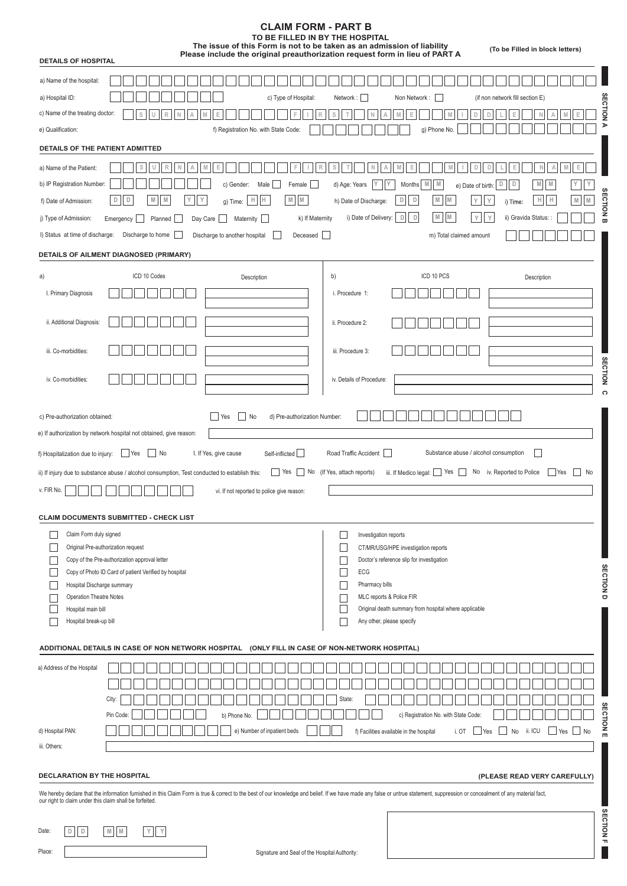# CLAIM FORM - PART B

**TO BE FILLED IN BY THE HOSPITAL**

**The issue of this Form is not to be taken as an admission of liability**

**Please include the original preauthorization request form in lieu of PART A**

**(To be Filled in block letters)**

## SECTION A

### DETAILS OF HOSPITAL

a) Name of the hospital:

a) Hospital ID: c) Type of Hospital: Network : ☐ Non Network : ☐ (if non network fill section E)

c) Name of the treating doctor: SURNAME FIRST NAME MIDDLE NAME

e) Qualification: f) Registration No. with State Code: g) Phone No.

## SECTION B

### DETAILS OF THE PATIENT ADMITTED

a) Name of the Patient: SURNAME FIRST NAME MIDDLE NAME

b) IP Registration Number: c) Gender: Male ☐ Female ☐ d) Age: Years YY Months MM e) Date of birth: DD MM YY

f) Date of Admission: DD MM YY g) Time: HH MM h) Date of Discharge: DD MM YY i) Time: HH MM

j) Type of Admission: Emergency ☐ Planned ☐ Day Care ☐ Maternity ☐ k) If Maternity i) Date of Delivery: DD MM YY ii) Gravida Status: :

l) Status at time of discharge: Discharge to home ☐ Discharge to another hospital ☐ Deceased ☐ m) Total claimed amount

## SECTION C

### DETAILS OF AILMENT DIAGNOSED (PRIMARY)

| a) | ICD 10 Codes | Description | b) | ICD 10 PCS | Description |
|---|---|---|---|---|---|
| I. Primary Diagnosis | | | i. Procedure 1: | | |
| ii. Additional Diagnosis: | | | ii. Procedure 2: | | |
| iii. Co-morbidities: | | | iii. Procedure 3: | | |
| iv. Co-morbidities: | | | iv. Details of Procedure: | | |

c) Pre-authorization obtained: ☐ Yes ☐ No d) Pre-authorization Number:

e) If authorization by network hospital not obtained, give reason:

f) Hospitalization due to injury: ☐ Yes ☐ No I. If Yes, give cause Self-inflicted ☐ Road Traffic Accident ☐ Substance abuse / alcohol consumption ☐

ii) If injury due to substance abuse / alcohol consumption, Test conducted to establish this: ☐ Yes ☐ No (If Yes, attach reports) iii. If Medico legal: ☐ Yes ☐ No iv. Reported to Police ☐ Yes ☐ No

v. FIR No. vi. If not reported to police give reason:

## SECTION D

### CLAIM DOCUMENTS SUBMITTED - CHECK LIST

- ☐ Claim Form duly signed
- ☐ Original Pre-authorization request
- ☐ Copy of the Pre-authorization approval letter
- ☐ Copy of Photo ID Card of patient Verified by hospital
- ☐ Hospital Discharge summary
- ☐ Operation Theatre Notes
- ☐ Hospital main bill
- ☐ Hospital break-up bill
- ☐ Investigation reports
- ☐ CT/MR/USG/HPE investigation reports
- ☐ Doctor's reference slip for investigation
- ☐ ECG
- ☐ Pharmacy bills
- ☐ MLC reports & Police FIR
- ☐ Original death summary from hospital where applicable
- ☐ Any other, please specify

## SECTION E

### ADDITIONAL DETAILS IN CASE OF NON NETWORK HOSPITAL (ONLY FILL IN CASE OF NON-NETWORK HOSPITAL)

a) Address of the Hospital

City: State:

Pin Code: b) Phone No. c) Registration No. with State Code:

d) Hospital PAN: e) Number of inpatient beds f) Facilities available in the hospital i. OT ☐ Yes ☐ No ii. ICU ☐ Yes ☐ No

iii. Others:

## SECTION F

### DECLARATION BY THE HOSPITAL

**(PLEASE READ VERY CAREFULLY)**

We hereby declare that the information furnished in this Claim Form is true & correct to the best of our knowledge and belief. If we have made any false or untrue statement, suppression or concealment of any material fact, our right to claim under this claim shall be forfeited.

Date: DD MM YY

Place: Signature and Seal of the Hospital Authority: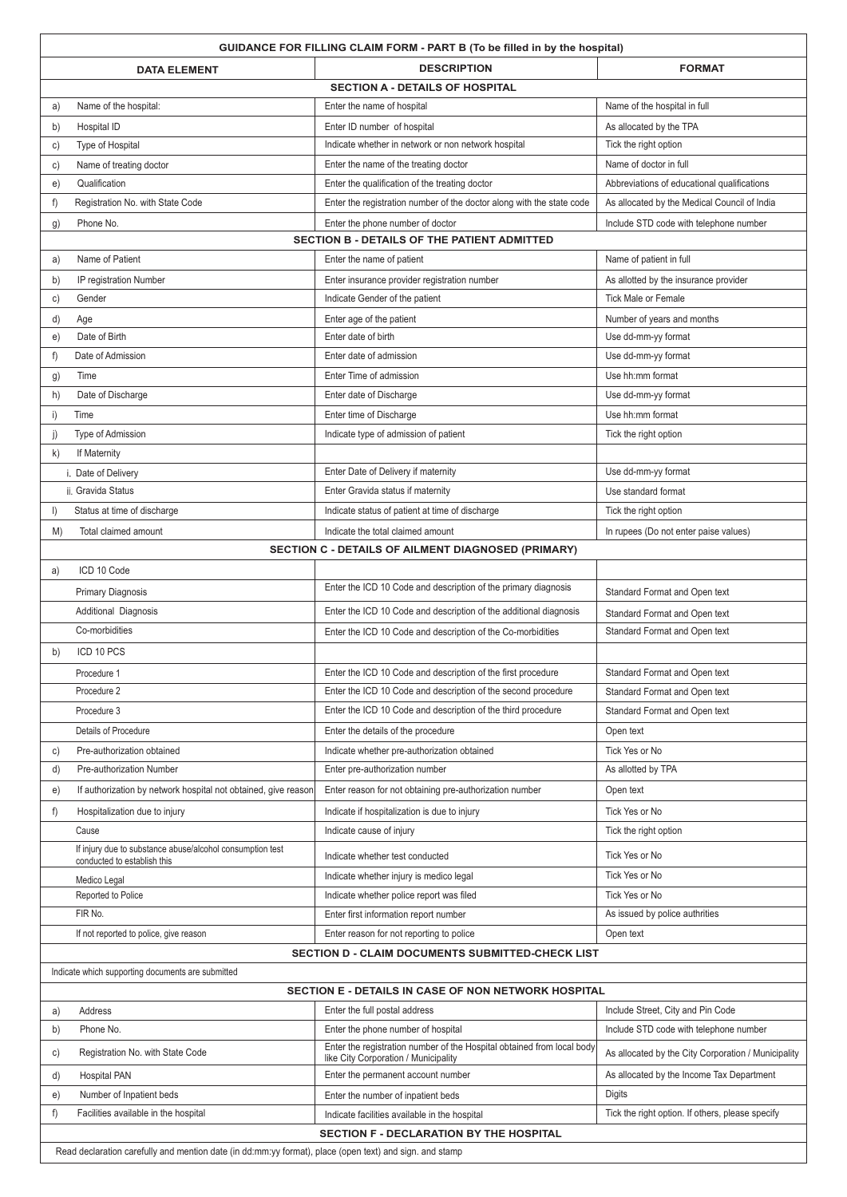| GUIDANCE FOR FILLING CLAIM FORM - PART B (To be filled in by the hospital) | | |
|---|---|---|
| **DATA ELEMENT** | **DESCRIPTION** | **FORMAT** |
| **SECTION A - DETAILS OF HOSPITAL** | | |
| a) Name of the hospital: | Enter the name of hospital | Name of the hospital in full |
| b) Hospital ID | Enter ID number of hospital | As allocated by the TPA |
| c) Type of Hospital | Indicate whether in network or non network hospital | Tick the right option |
| c) Name of treating doctor | Enter the name of the treating doctor | Name of doctor in full |
| e) Qualification | Enter the qualification of the treating doctor | Abbreviations of educational qualifications |
| f) Registration No. with State Code | Enter the registration number of the doctor along with the state code | As allocated by the Medical Council of India |
| g) Phone No. | Enter the phone number of doctor | Include STD code with telephone number |
| **SECTION B - DETAILS OF THE PATIENT ADMITTED** | | |
| a) Name of Patient | Enter the name of patient | Name of patient in full |
| b) IP registration Number | Enter insurance provider registration number | As allotted by the insurance provider |
| c) Gender | Indicate Gender of the patient | Tick Male or Female |
| d) Age | Enter age of the patient | Number of years and months |
| e) Date of Birth | Enter date of birth | Use dd-mm-yy format |
| f) Date of Admission | Enter date of admission | Use dd-mm-yy format |
| g) Time | Enter Time of admission | Use hh:mm format |
| h) Date of Discharge | Enter date of Discharge | Use dd-mm-yy format |
| i) Time | Enter time of Discharge | Use hh:mm format |
| j) Type of Admission | Indicate type of admission of patient | Tick the right option |
| k) If Maternity | | |
| i. Date of Delivery | Enter Date of Delivery if maternity | Use dd-mm-yy format |
| ii. Gravida Status | Enter Gravida status if maternity | Use standard format |
| l) Status at time of discharge | Indicate status of patient at time of discharge | Tick the right option |
| M) Total claimed amount | Indicate the total claimed amount | In rupees (Do not enter paise values) |
| **SECTION C - DETAILS OF AILMENT DIAGNOSED (PRIMARY)** | | |
| a) ICD 10 Code | | |
| Primary Diagnosis | Enter the ICD 10 Code and description of the primary diagnosis | Standard Format and Open text |
| Additional Diagnosis | Enter the ICD 10 Code and description of the additional diagnosis | Standard Format and Open text |
| Co-morbidities | Enter the ICD 10 Code and description of the Co-morbidities | Standard Format and Open text |
| b) ICD 10 PCS | | |
| Procedure 1 | Enter the ICD 10 Code and description of the first procedure | Standard Format and Open text |
| Procedure 2 | Enter the ICD 10 Code and description of the second procedure | Standard Format and Open text |
| Procedure 3 | Enter the ICD 10 Code and description of the third procedure | Standard Format and Open text |
| Details of Procedure | Enter the details of the procedure | Open text |
| c) Pre-authorization obtained | Indicate whether pre-authorization obtained | Tick Yes or No |
| d) Pre-authorization Number | Enter pre-authorization number | As allotted by TPA |
| e) If authorization by network hospital not obtained, give reason | Enter reason for not obtaining pre-authorization number | Open text |
| f) Hospitalization due to injury | Indicate if hospitalization is due to injury | Tick Yes or No |
| Cause | Indicate cause of injury | Tick the right option |
| If injury due to substance abuse/alcohol consumption test conducted to establish this | Indicate whether test conducted | Tick Yes or No |
| Medico Legal | Indicate whether injury is medico legal | Tick Yes or No |
| Reported to Police | Indicate whether police report was filed | Tick Yes or No |
| FIR No. | Enter first information report number | As issued by police authrities |
| If not reported to police, give reason | Enter reason for not reporting to police | Open text |
| **SECTION D - CLAIM DOCUMENTS SUBMITTED-CHECK LIST** | | |
| Indicate which supporting documents are submitted | | |
| **SECTION E - DETAILS IN CASE OF NON NETWORK HOSPITAL** | | |
| a) Address | Enter the full postal address | Include Street, City and Pin Code |
| b) Phone No. | Enter the phone number of hospital | Include STD code with telephone number |
| c) Registration No. with State Code | Enter the registration number of the Hospital obtained from local body like City Corporation / Municipality | As allocated by the City Corporation / Municipality |
| d) Hospital PAN | Enter the permanent account number | As allocated by the Income Tax Department |
| e) Number of Inpatient beds | Enter the number of inpatient beds | Digits |
| f) Facilities available in the hospital | Indicate facilities available in the hospital | Tick the right option. If others, please specify |
| **SECTION F - DECLARATION BY THE HOSPITAL** | | |
| Read declaration carefully and mention date (in dd:mm:yy format), place (open text) and sign. and stamp | | |